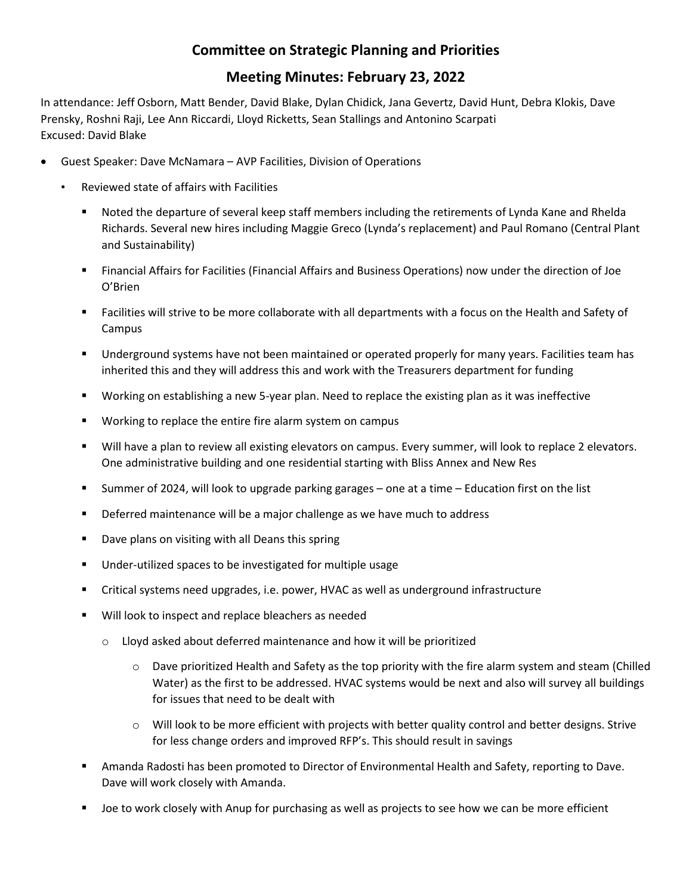## Committee on Strategic Planning and Priorities

## Meeting Minutes: February 23, 2022

In attendance: Jeff Osborn, Matt Bender, David Blake, Dylan Chidick, Jana Gevertz, David Hunt, Debra Klokis, Dave Prensky, Roshni Raji, Lee Ann Riccardi, Lloyd Ricketts, Sean Stallings and Antonino Scarpati
Excused: David Blake

- Guest Speaker: Dave McNamara – AVP Facilities, Division of Operations
  - Reviewed state of affairs with Facilities
    - Noted the departure of several keep staff members including the retirements of Lynda Kane and Rhelda Richards. Several new hires including Maggie Greco (Lynda's replacement) and Paul Romano (Central Plant and Sustainability)
    - Financial Affairs for Facilities (Financial Affairs and Business Operations) now under the direction of Joe O'Brien
    - Facilities will strive to be more collaborate with all departments with a focus on the Health and Safety of Campus
    - Underground systems have not been maintained or operated properly for many years. Facilities team has inherited this and they will address this and work with the Treasurers department for funding
    - Working on establishing a new 5-year plan. Need to replace the existing plan as it was ineffective
    - Working to replace the entire fire alarm system on campus
    - Will have a plan to review all existing elevators on campus. Every summer, will look to replace 2 elevators. One administrative building and one residential starting with Bliss Annex and New Res
    - Summer of 2024, will look to upgrade parking garages – one at a time – Education first on the list
    - Deferred maintenance will be a major challenge as we have much to address
    - Dave plans on visiting with all Deans this spring
    - Under-utilized spaces to be investigated for multiple usage
    - Critical systems need upgrades, i.e. power, HVAC as well as underground infrastructure
    - Will look to inspect and replace bleachers as needed
      - Lloyd asked about deferred maintenance and how it will be prioritized
        - Dave prioritized Health and Safety as the top priority with the fire alarm system and steam (Chilled Water) as the first to be addressed. HVAC systems would be next and also will survey all buildings for issues that need to be dealt with
        - Will look to be more efficient with projects with better quality control and better designs. Strive for less change orders and improved RFP's. This should result in savings
    - Amanda Radosti has been promoted to Director of Environmental Health and Safety, reporting to Dave. Dave will work closely with Amanda.
    - Joe to work closely with Anup for purchasing as well as projects to see how we can be more efficient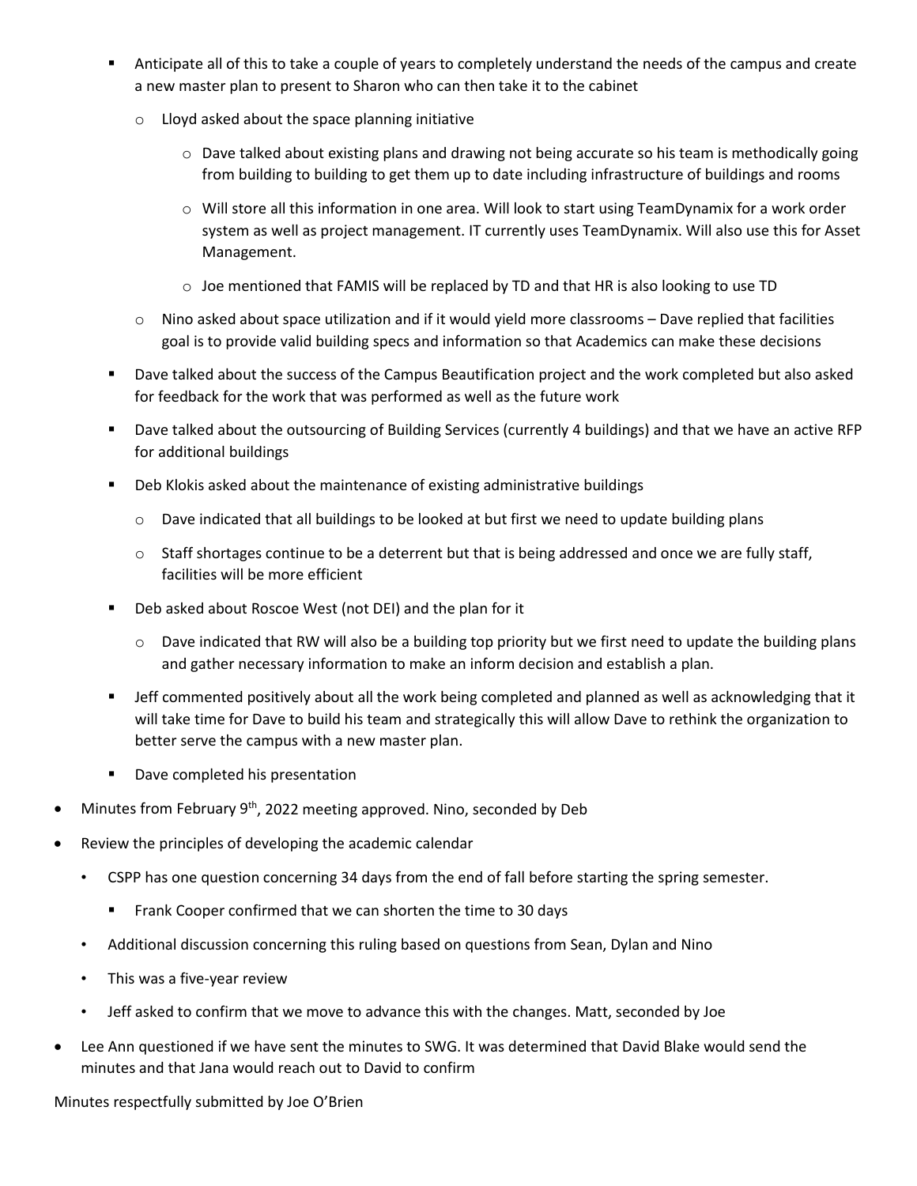- Anticipate all of this to take a couple of years to completely understand the needs of the campus and create a new master plan to present to Sharon who can then take it to the cabinet
      - Lloyd asked about the space planning initiative
        - Dave talked about existing plans and drawing not being accurate so his team is methodically going from building to building to get them up to date including infrastructure of buildings and rooms
        - Will store all this information in one area. Will look to start using TeamDynamix for a work order system as well as project management. IT currently uses TeamDynamix. Will also use this for Asset Management.
        - Joe mentioned that FAMIS will be replaced by TD and that HR is also looking to use TD
      - Nino asked about space utilization and if it would yield more classrooms – Dave replied that facilities goal is to provide valid building specs and information so that Academics can make these decisions
    - Dave talked about the success of the Campus Beautification project and the work completed but also asked for feedback for the work that was performed as well as the future work
    - Dave talked about the outsourcing of Building Services (currently 4 buildings) and that we have an active RFP for additional buildings
    - Deb Klokis asked about the maintenance of existing administrative buildings
      - Dave indicated that all buildings to be looked at but first we need to update building plans
      - Staff shortages continue to be a deterrent but that is being addressed and once we are fully staff, facilities will be more efficient
    - Deb asked about Roscoe West (not DEI) and the plan for it
      - Dave indicated that RW will also be a building top priority but we first need to update the building plans and gather necessary information to make an inform decision and establish a plan.
    - Jeff commented positively about all the work being completed and planned as well as acknowledging that it will take time for Dave to build his team and strategically this will allow Dave to rethink the organization to better serve the campus with a new master plan.
    - Dave completed his presentation

- Minutes from February 9th, 2022 meeting approved. Nino, seconded by Deb
- Review the principles of developing the academic calendar
  - CSPP has one question concerning 34 days from the end of fall before starting the spring semester.
    - Frank Cooper confirmed that we can shorten the time to 30 days
  - Additional discussion concerning this ruling based on questions from Sean, Dylan and Nino
  - This was a five-year review
  - Jeff asked to confirm that we move to advance this with the changes. Matt, seconded by Joe
- Lee Ann questioned if we have sent the minutes to SWG. It was determined that David Blake would send the minutes and that Jana would reach out to David to confirm

Minutes respectfully submitted by Joe O'Brien